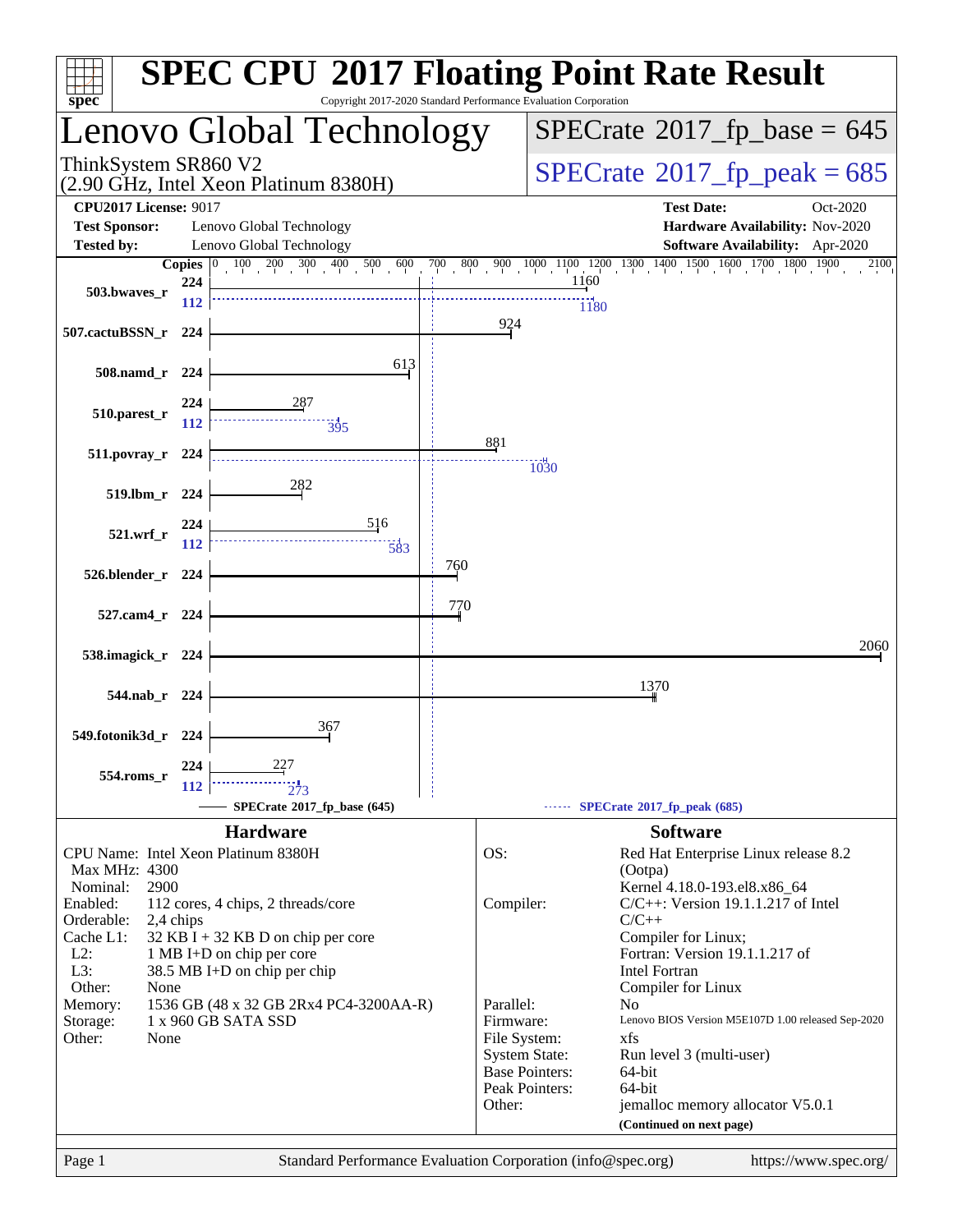# SPEC CPU 2017 Floating Point Rate Result

Copyright 2017-2020 Standard Performance Evaluation Corporation

## Lenovo Global Technology

ThinkSystem SR860 V2
(2.90 GHz, Intel Xeon Platinum 8380H)

SPECrate 2017_fp_base = 645

SPECrate 2017_fp_peak = 685

**CPU2017 License:** 9017
**Test Sponsor:** Lenovo Global Technology
**Tested by:** Lenovo Global Technology
**Test Date:** Oct-2020
**Hardware Availability:** Nov-2020
**Software Availability:** Apr-2020

| Benchmark | Copies | Base | Peak Copies | Peak |
|---|---|---|---|---|
| 503.bwaves_r | 224 | 1160 | 112 | 1180 |
| 507.cactuBSSN_r | 224 | 924 | | |
| 508.namd_r | 224 | 613 | | |
| 510.parest_r | 224 | 287 | 112 | 395 |
| 511.povray_r | 224 | 881 | 224 | 1030 |
| 519.lbm_r | 224 | 282 | | |
| 521.wrf_r | 224 | 516 | 112 | 583 |
| 526.blender_r | 224 | 760 | | |
| 527.cam4_r | 224 | 770 | | |
| 538.imagick_r | 224 | 2060 | | |
| 544.nab_r | 224 | 1370 | | |
| 549.fotonik3d_r | 224 | 367 | | |
| 554.roms_r | 224 | 227 | 112 | 273 |

SPECrate 2017_fp_base (645) — SPECrate 2017_fp_peak (685)

## Hardware

- CPU Name: Intel Xeon Platinum 8380H
- Max MHz: 4300
- Nominal: 2900
- Enabled: 112 cores, 4 chips, 2 threads/core
- Orderable: 2,4 chips
- Cache L1: 32 KB I + 32 KB D on chip per core
- L2: 1 MB I+D on chip per core
- L3: 38.5 MB I+D on chip per chip
- Other: None
- Memory: 1536 GB (48 x 32 GB 2Rx4 PC4-3200AA-R)
- Storage: 1 x 960 GB SATA SSD
- Other: None

## Software

- OS: Red Hat Enterprise Linux release 8.2 (Ootpa) Kernel 4.18.0-193.el8.x86_64
- Compiler: C/C++: Version 19.1.1.217 of Intel C/C++ Compiler for Linux; Fortran: Version 19.1.1.217 of Intel Fortran Compiler for Linux
- Parallel: No
- Firmware: Lenovo BIOS Version M5E107D 1.00 released Sep-2020
- File System: xfs
- System State: Run level 3 (multi-user)
- Base Pointers: 64-bit
- Peak Pointers: 64-bit
- Other: jemalloc memory allocator V5.0.1

**(Continued on next page)**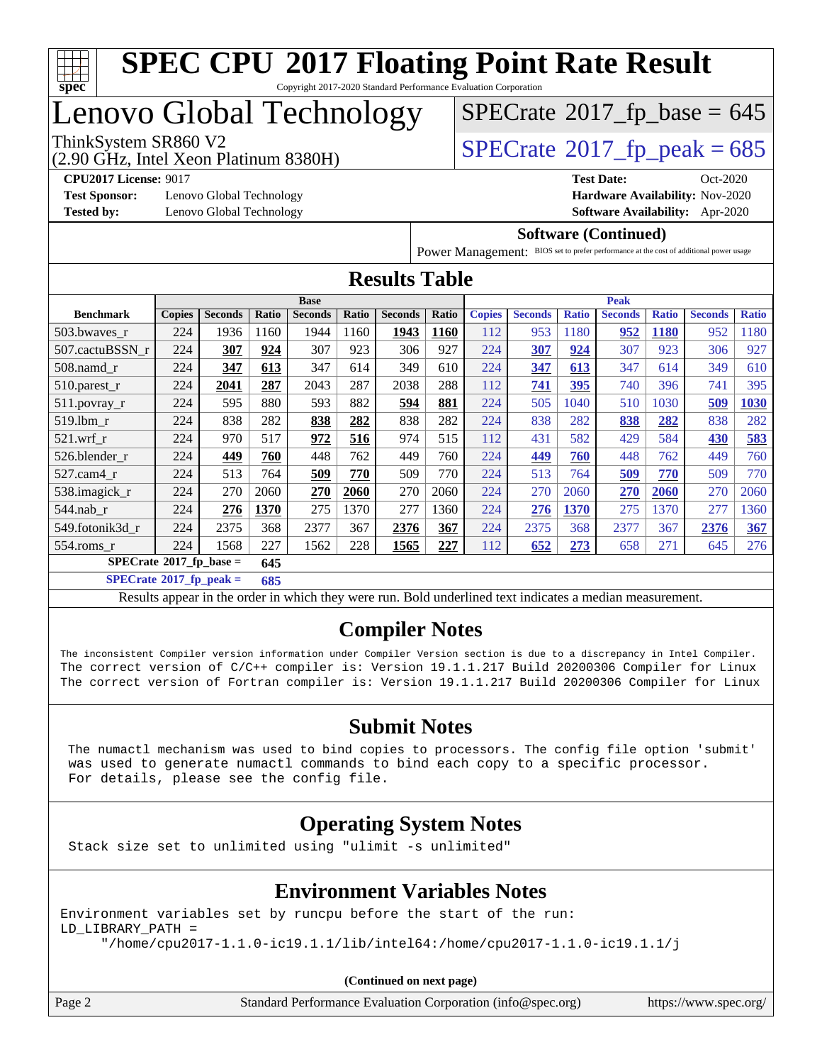# SPEC CPU 2017 Floating Point Rate Result

Copyright 2017-2020 Standard Performance Evaluation Corporation

## Lenovo Global Technology

ThinkSystem SR860 V2
(2.90 GHz, Intel Xeon Platinum 8380H)

SPECrate 2017_fp_base = 645

SPECrate 2017_fp_peak = 685

**CPU2017 License:** 9017
**Test Sponsor:** Lenovo Global Technology
**Tested by:** Lenovo Global Technology

**Test Date:** Oct-2020
**Hardware Availability:** Nov-2020
**Software Availability:** Apr-2020

### Software (Continued)

Power Management: BIOS set to prefer performance at the cost of additional power usage

## Results Table

| Benchmark | Base | | | | | | | Peak | | | | | | |
|---|---|---|---|---|---|---|---|---|---|---|---|---|---|---|
| | Copies | Seconds | Ratio | Seconds | Ratio | Seconds | Ratio | Copies | Seconds | Ratio | Seconds | Ratio | Seconds | Ratio |
| 503.bwaves_r | 224 | 1936 | 1160 | 1944 | 1160 | **1943** | **1160** | 112 | 953 | 1180 | **952** | **1180** | 952 | 1180 |
| 507.cactuBSSN_r | 224 | **307** | **924** | 307 | 923 | 306 | 927 | 224 | **307** | **924** | 307 | 923 | 306 | 927 |
| 508.namd_r | 224 | **347** | **613** | 347 | 614 | 349 | 610 | 224 | **347** | **613** | 347 | 614 | 349 | 610 |
| 510.parest_r | 224 | **2041** | **287** | 2043 | 287 | 2038 | 288 | 112 | **741** | **395** | 740 | 396 | 741 | 395 |
| 511.povray_r | 224 | 595 | 880 | 593 | 882 | **594** | **881** | 224 | 505 | 1040 | 510 | 1030 | **509** | **1030** |
| 519.lbm_r | 224 | 838 | 282 | **838** | **282** | 838 | 282 | 224 | 838 | 282 | **838** | **282** | 838 | 282 |
| 521.wrf_r | 224 | 970 | 517 | **972** | **516** | 974 | 515 | 112 | 431 | 582 | 429 | 584 | **430** | **583** |
| 526.blender_r | 224 | **449** | **760** | 448 | 762 | 449 | 760 | 224 | **449** | **760** | 448 | 762 | 449 | 760 |
| 527.cam4_r | 224 | 513 | 764 | **509** | **770** | 509 | 770 | 224 | 513 | 764 | **509** | **770** | 509 | 770 |
| 538.imagick_r | 224 | 270 | 2060 | **270** | **2060** | 270 | 2060 | 224 | 270 | 2060 | **270** | **2060** | 270 | 2060 |
| 544.nab_r | 224 | **276** | **1370** | 275 | 1370 | 277 | 1360 | 224 | **276** | **1370** | 275 | 1370 | 277 | 1360 |
| 549.fotonik3d_r | 224 | 2375 | 368 | 2377 | 367 | **2376** | **367** | 224 | 2375 | 368 | 2377 | 367 | **2376** | **367** |
| 554.roms_r | 224 | 1568 | 227 | 1562 | 228 | **1565** | **227** | 112 | **652** | **273** | 658 | 271 | 645 | 276 |

**SPECrate 2017_fp_base = 645**

**SPECrate 2017_fp_peak = 685**

Results appear in the order in which they were run. Bold underlined text indicates a median measurement.

## Compiler Notes

```
The inconsistent Compiler version information under Compiler Version section is due to a discrepancy in Intel Compiler.
The correct version of C/C++ compiler is: Version 19.1.1.217 Build 20200306 Compiler for Linux
The correct version of Fortran compiler is: Version 19.1.1.217 Build 20200306 Compiler for Linux
```

## Submit Notes

```
The numactl mechanism was used to bind copies to processors. The config file option 'submit'
was used to generate numactl commands to bind each copy to a specific processor.
For details, please see the config file.
```

## Operating System Notes

```
Stack size set to unlimited using "ulimit -s unlimited"
```

## Environment Variables Notes

```
Environment variables set by runcpu before the start of the run:
LD_LIBRARY_PATH =
     "/home/cpu2017-1.1.0-ic19.1.1/lib/intel64:/home/cpu2017-1.1.0-ic19.1.1/j
```

(Continued on next page)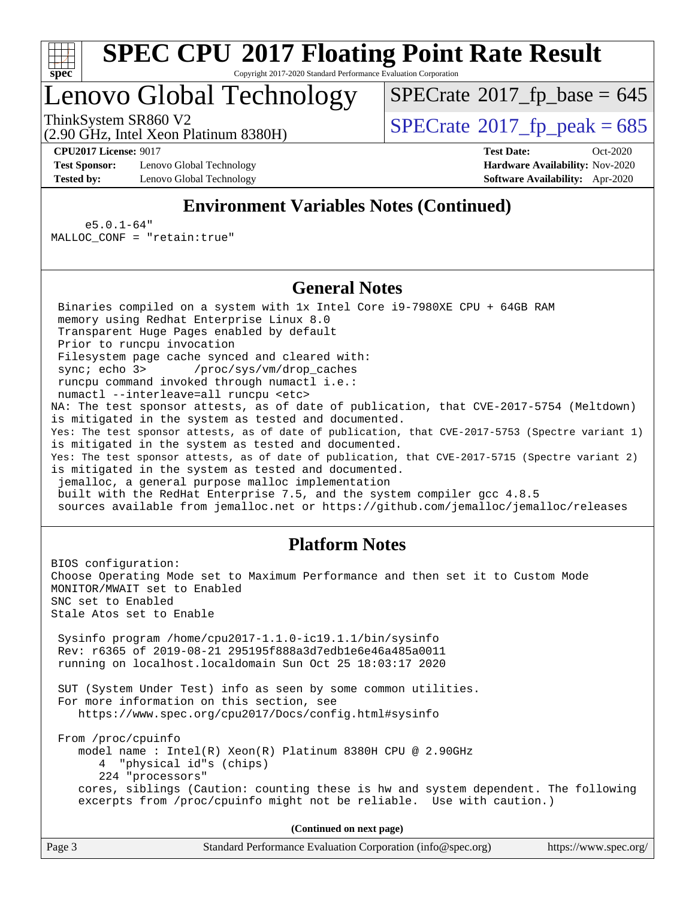# SPEC CPU 2017 Floating Point Rate Result

Copyright 2017-2020 Standard Performance Evaluation Corporation

## Lenovo Global Technology

ThinkSystem SR860 V2
(2.90 GHz, Intel Xeon Platinum 8380H)

SPECrate 2017_fp_base = 645

SPECrate 2017_fp_peak = 685

**CPU2017 License:** 9017
**Test Sponsor:** Lenovo Global Technology
**Tested by:** Lenovo Global Technology

**Test Date:** Oct-2020
**Hardware Availability:** Nov-2020
**Software Availability:** Apr-2020

### Environment Variables Notes (Continued)

```
     e5.0.1-64"
MALLOC_CONF = "retain:true"
```

### General Notes

```
 Binaries compiled on a system with 1x Intel Core i9-7980XE CPU + 64GB RAM
 memory using Redhat Enterprise Linux 8.0
 Transparent Huge Pages enabled by default
 Prior to runcpu invocation
 Filesystem page cache synced and cleared with:
 sync; echo 3>       /proc/sys/vm/drop_caches
 runcpu command invoked through numactl i.e.:
 numactl --interleave=all runcpu <etc>
NA: The test sponsor attests, as of date of publication, that CVE-2017-5754 (Meltdown)
is mitigated in the system as tested and documented.
Yes: The test sponsor attests, as of date of publication, that CVE-2017-5753 (Spectre variant 1)
is mitigated in the system as tested and documented.
Yes: The test sponsor attests, as of date of publication, that CVE-2017-5715 (Spectre variant 2)
is mitigated in the system as tested and documented.
 jemalloc, a general purpose malloc implementation
 built with the RedHat Enterprise 7.5, and the system compiler gcc 4.8.5
 sources available from jemalloc.net or https://github.com/jemalloc/jemalloc/releases
```

### Platform Notes

```
BIOS configuration:
Choose Operating Mode set to Maximum Performance and then set it to Custom Mode
MONITOR/MWAIT set to Enabled
SNC set to Enabled
Stale Atos set to Enable

 Sysinfo program /home/cpu2017-1.1.0-ic19.1.1/bin/sysinfo
 Rev: r6365 of 2019-08-21 295195f888a3d7edb1e6e46a485a0011
 running on localhost.localdomain Sun Oct 25 18:03:17 2020

 SUT (System Under Test) info as seen by some common utilities.
 For more information on this section, see
    https://www.spec.org/cpu2017/Docs/config.html#sysinfo

 From /proc/cpuinfo
    model name : Intel(R) Xeon(R) Platinum 8380H CPU @ 2.90GHz
       4  "physical id"s (chips)
       224 "processors"
    cores, siblings (Caution: counting these is hw and system dependent. The following
    excerpts from /proc/cpuinfo might not be reliable.  Use with caution.)
```

**(Continued on next page)**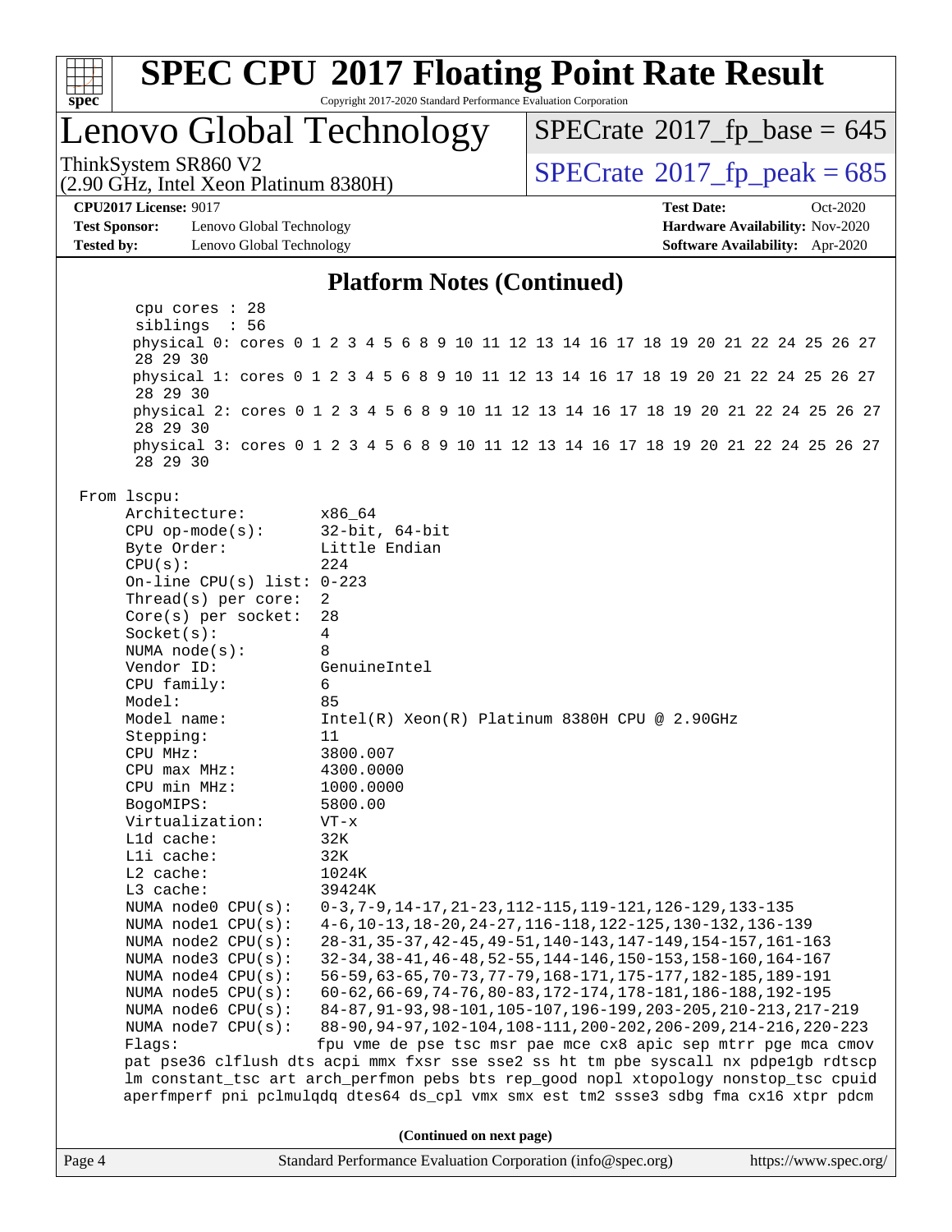# SPEC CPU 2017 Floating Point Rate Result

Copyright 2017-2020 Standard Performance Evaluation Corporation

## Lenovo Global Technology

ThinkSystem SR860 V2
(2.90 GHz, Intel Xeon Platinum 8380H)

SPECrate 2017_fp_base = 645

SPECrate 2017_fp_peak = 685

**CPU2017 License:** 9017
**Test Sponsor:** Lenovo Global Technology
**Tested by:** Lenovo Global Technology

**Test Date:** Oct-2020
**Hardware Availability:** Nov-2020
**Software Availability:** Apr-2020

### Platform Notes (Continued)

```
      cpu cores : 28
      siblings  : 56
      physical 0: cores 0 1 2 3 4 5 6 8 9 10 11 12 13 14 16 17 18 19 20 21 22 24 25 26 27
      28 29 30
      physical 1: cores 0 1 2 3 4 5 6 8 9 10 11 12 13 14 16 17 18 19 20 21 22 24 25 26 27
      28 29 30
      physical 2: cores 0 1 2 3 4 5 6 8 9 10 11 12 13 14 16 17 18 19 20 21 22 24 25 26 27
      28 29 30
      physical 3: cores 0 1 2 3 4 5 6 8 9 10 11 12 13 14 16 17 18 19 20 21 22 24 25 26 27
      28 29 30

 From lscpu:
      Architecture:        x86_64
      CPU op-mode(s):      32-bit, 64-bit
      Byte Order:          Little Endian
      CPU(s):              224
      On-line CPU(s) list: 0-223
      Thread(s) per core:  2
      Core(s) per socket:  28
      Socket(s):           4
      NUMA node(s):        8
      Vendor ID:           GenuineIntel
      CPU family:          6
      Model:               85
      Model name:          Intel(R) Xeon(R) Platinum 8380H CPU @ 2.90GHz
      Stepping:            11
      CPU MHz:             3800.007
      CPU max MHz:         4300.0000
      CPU min MHz:         1000.0000
      BogoMIPS:            5800.00
      Virtualization:      VT-x
      L1d cache:           32K
      L1i cache:           32K
      L2 cache:            1024K
      L3 cache:            39424K
      NUMA node0 CPU(s):   0-3,7-9,14-17,21-23,112-115,119-121,126-129,133-135
      NUMA node1 CPU(s):   4-6,10-13,18-20,24-27,116-118,122-125,130-132,136-139
      NUMA node2 CPU(s):   28-31,35-37,42-45,49-51,140-143,147-149,154-157,161-163
      NUMA node3 CPU(s):   32-34,38-41,46-48,52-55,144-146,150-153,158-160,164-167
      NUMA node4 CPU(s):   56-59,63-65,70-73,77-79,168-171,175-177,182-185,189-191
      NUMA node5 CPU(s):   60-62,66-69,74-76,80-83,172-174,178-181,186-188,192-195
      NUMA node6 CPU(s):   84-87,91-93,98-101,105-107,196-199,203-205,210-213,217-219
      NUMA node7 CPU(s):   88-90,94-97,102-104,108-111,200-202,206-209,214-216,220-223
      Flags:               fpu vme de pse tsc msr pae mce cx8 apic sep mtrr pge mca cmov
      pat pse36 clflush dts acpi mmx fxsr sse sse2 ss ht tm pbe syscall nx pdpe1gb rdtscp
      lm constant_tsc art arch_perfmon pebs bts rep_good nopl xtopology nonstop_tsc cpuid
      aperfmperf pni pclmulqdq dtes64 ds_cpl vmx smx est tm2 ssse3 sdbg fma cx16 xtpr pdcm
```

(Continued on next page)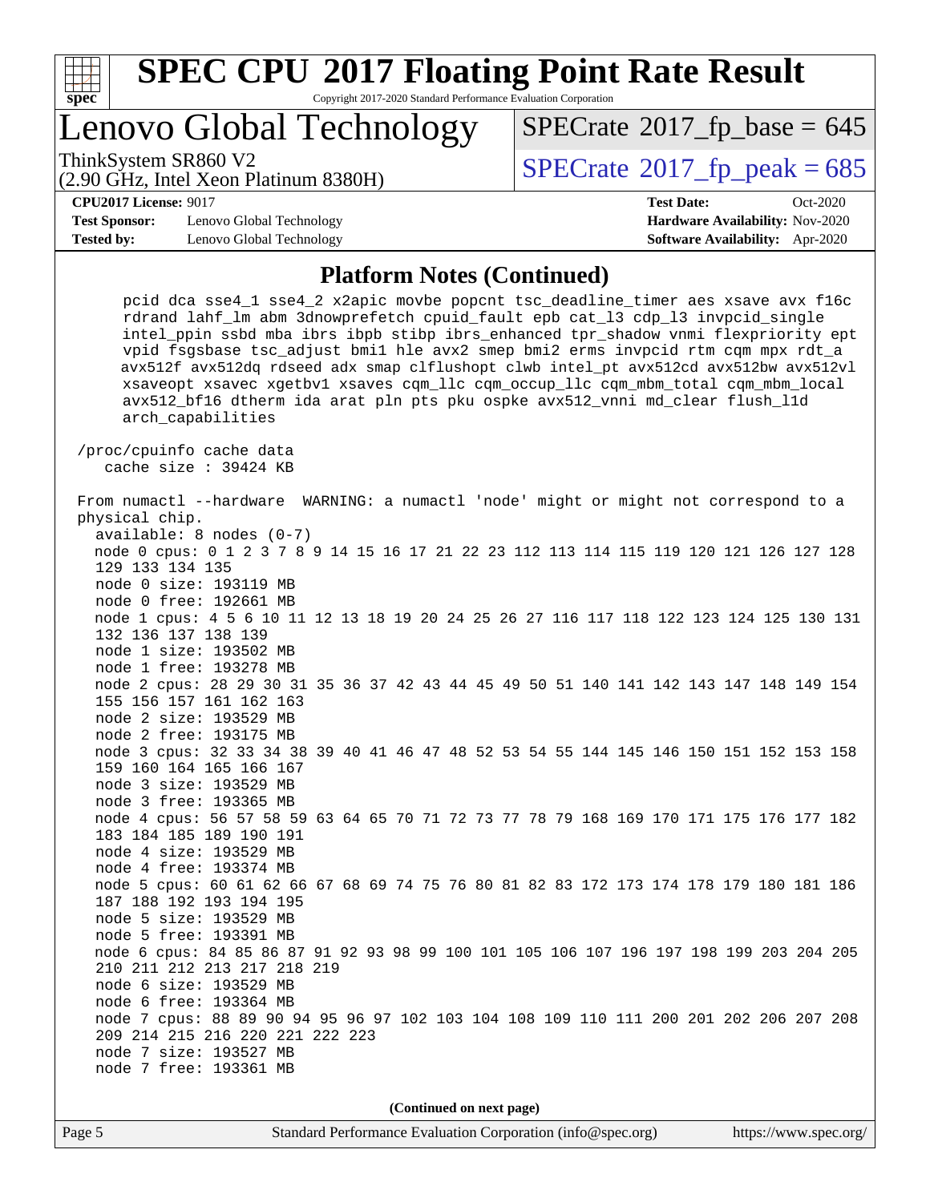## Platform Notes (Continued)

```
      pcid dca sse4_1 sse4_2 x2apic movbe popcnt tsc_deadline_timer aes xsave avx f16c
      rdrand lahf_lm abm 3dnowprefetch cpuid_fault epb cat_l3 cdp_l3 invpcid_single
      intel_ppin ssbd mba ibrs ibpb stibp ibrs_enhanced tpr_shadow vnmi flexpriority ept
      vpid fsgsbase tsc_adjust bmi1 hle avx2 smep bmi2 erms invpcid rtm cqm mpx rdt_a
      avx512f avx512dq rdseed adx smap clflushopt clwb intel_pt avx512cd avx512bw avx512vl
      xsaveopt xsavec xgetbv1 xsaves cqm_llc cqm_occup_llc cqm_mbm_total cqm_mbm_local
      avx512_bf16 dtherm ida arat pln pts pku ospke avx512_vnni md_clear flush_l1d
      arch_capabilities

 /proc/cpuinfo cache data
    cache size : 39424 KB

 From numactl --hardware  WARNING: a numactl 'node' might or might not correspond to a
 physical chip.
   available: 8 nodes (0-7)
   node 0 cpus: 0 1 2 3 7 8 9 14 15 16 17 21 22 23 112 113 114 115 119 120 121 126 127 128
   129 133 134 135
   node 0 size: 193119 MB
   node 0 free: 192661 MB
   node 1 cpus: 4 5 6 10 11 12 13 18 19 20 24 25 26 27 116 117 118 122 123 124 125 130 131
   132 136 137 138 139
   node 1 size: 193502 MB
   node 1 free: 193278 MB
   node 2 cpus: 28 29 30 31 35 36 37 42 43 44 45 49 50 51 140 141 142 143 147 148 149 154
   155 156 157 161 162 163
   node 2 size: 193529 MB
   node 2 free: 193175 MB
   node 3 cpus: 32 33 34 38 39 40 41 46 47 48 52 53 54 55 144 145 146 150 151 152 153 158
   159 160 164 165 166 167
   node 3 size: 193529 MB
   node 3 free: 193365 MB
   node 4 cpus: 56 57 58 59 63 64 65 70 71 72 73 77 78 79 168 169 170 171 175 176 177 182
   183 184 185 189 190 191
   node 4 size: 193529 MB
   node 4 free: 193374 MB
   node 5 cpus: 60 61 62 66 67 68 69 74 75 76 80 81 82 83 172 173 174 178 179 180 181 186
   187 188 192 193 194 195
   node 5 size: 193529 MB
   node 5 free: 193391 MB
   node 6 cpus: 84 85 86 87 91 92 93 98 99 100 101 105 106 107 196 197 198 199 203 204 205
   210 211 212 213 217 218 219
   node 6 size: 193529 MB
   node 6 free: 193364 MB
   node 7 cpus: 88 89 90 94 95 96 97 102 103 104 108 109 110 111 200 201 202 206 207 208
   209 214 215 216 220 221 222 223
   node 7 size: 193527 MB
   node 7 free: 193361 MB
```

**(Continued on next page)**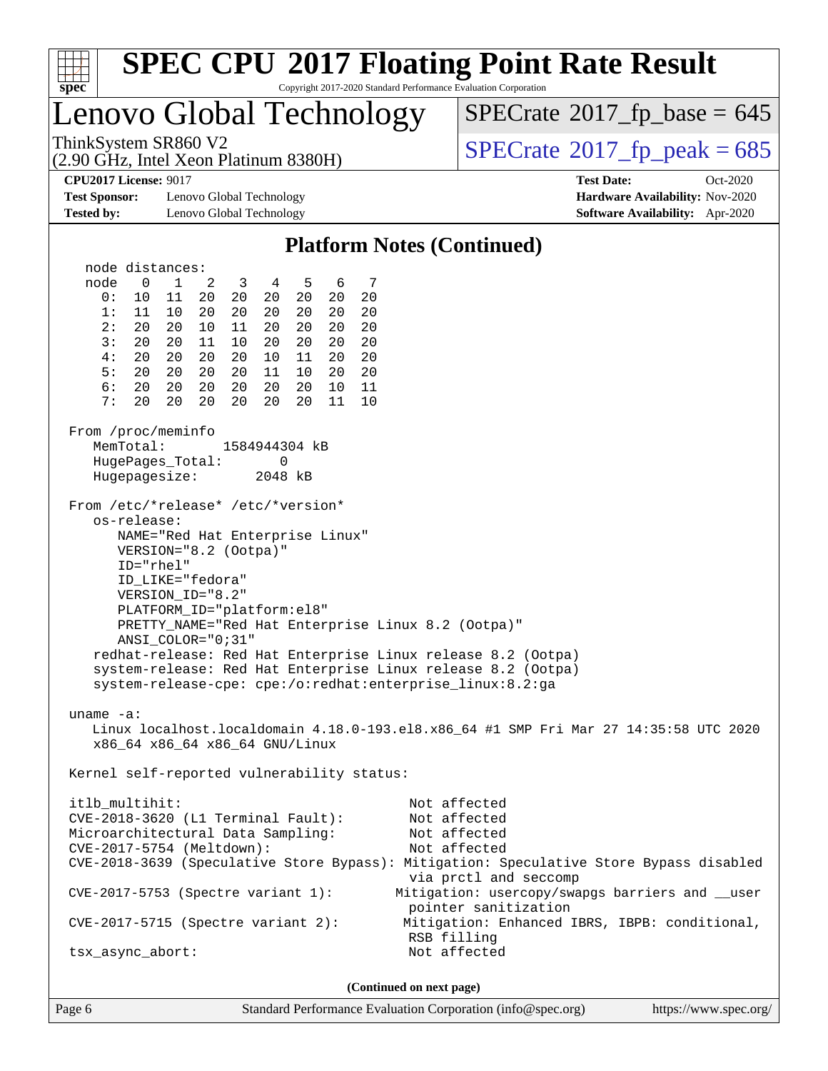# SPEC CPU 2017 Floating Point Rate Result

Copyright 2017-2020 Standard Performance Evaluation Corporation

## Lenovo Global Technology

ThinkSystem SR860 V2
(2.90 GHz, Intel Xeon Platinum 8380H)

SPECrate 2017_fp_base = 645
SPECrate 2017_fp_peak = 685

**CPU2017 License:** 9017
**Test Sponsor:** Lenovo Global Technology
**Tested by:** Lenovo Global Technology

**Test Date:** Oct-2020
**Hardware Availability:** Nov-2020
**Software Availability:** Apr-2020

### Platform Notes (Continued)

```
   node distances:
   node   0   1   2   3   4   5   6   7
     0:  10  11  20  20  20  20  20  20
     1:  11  10  20  20  20  20  20  20
     2:  20  20  10  11  20  20  20  20
     3:  20  20  11  10  20  20  20  20
     4:  20  20  20  20  10  11  20  20
     5:  20  20  20  20  11  10  20  20
     6:  20  20  20  20  20  20  10  11
     7:  20  20  20  20  20  20  11  10

 From /proc/meminfo
    MemTotal:       1584944304 kB
    HugePages_Total:       0
    Hugepagesize:       2048 kB

 From /etc/*release* /etc/*version*
    os-release:
       NAME="Red Hat Enterprise Linux"
       VERSION="8.2 (Ootpa)"
       ID="rhel"
       ID_LIKE="fedora"
       VERSION_ID="8.2"
       PLATFORM_ID="platform:el8"
       PRETTY_NAME="Red Hat Enterprise Linux 8.2 (Ootpa)"
       ANSI_COLOR="0;31"
    redhat-release: Red Hat Enterprise Linux release 8.2 (Ootpa)
    system-release: Red Hat Enterprise Linux release 8.2 (Ootpa)
    system-release-cpe: cpe:/o:redhat:enterprise_linux:8.2:ga

 uname -a:
    Linux localhost.localdomain 4.18.0-193.el8.x86_64 #1 SMP Fri Mar 27 14:35:58 UTC 2020
    x86_64 x86_64 x86_64 GNU/Linux

 Kernel self-reported vulnerability status:

 itlb_multihit:                                         Not affected
 CVE-2018-3620 (L1 Terminal Fault):                     Not affected
 Microarchitectural Data Sampling:                      Not affected
 CVE-2017-5754 (Meltdown):                              Not affected
 CVE-2018-3639 (Speculative Store Bypass): Mitigation: Speculative Store Bypass disabled
                                                        via prctl and seccomp
 CVE-2017-5753 (Spectre variant 1):                   Mitigation: usercopy/swapgs barriers and __user
                                                        pointer sanitization
 CVE-2017-5715 (Spectre variant 2):                    Mitigation: Enhanced IBRS, IBPB: conditional,
                                                        RSB filling
 tsx_async_abort:                                       Not affected
```

**(Continued on next page)**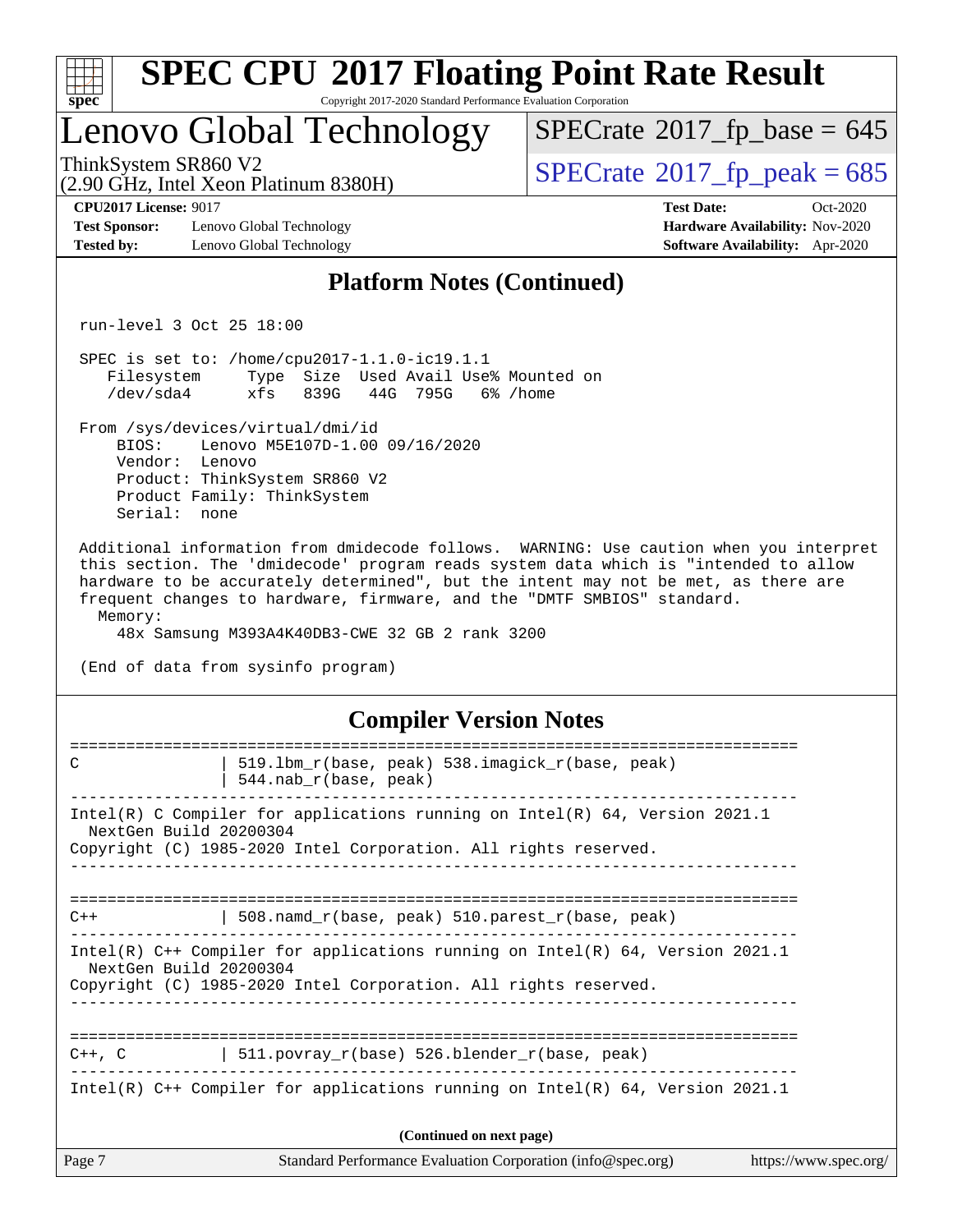## Platform Notes (Continued)

```
run-level 3 Oct 25 18:00

SPEC is set to: /home/cpu2017-1.1.0-ic19.1.1
   Filesystem     Type  Size  Used Avail Use% Mounted on
   /dev/sda4      xfs   839G   44G  795G   6% /home

From /sys/devices/virtual/dmi/id
    BIOS:    Lenovo M5E107D-1.00 09/16/2020
    Vendor:  Lenovo
    Product: ThinkSystem SR860 V2
    Product Family: ThinkSystem
    Serial:  none

Additional information from dmidecode follows.  WARNING: Use caution when you interpret
this section. The 'dmidecode' program reads system data which is "intended to allow
hardware to be accurately determined", but the intent may not be met, as there are
frequent changes to hardware, firmware, and the "DMTF SMBIOS" standard.
  Memory:
    48x Samsung M393A4K40DB3-CWE 32 GB 2 rank 3200

(End of data from sysinfo program)
```

## Compiler Version Notes

```
==============================================================================
C               | 519.lbm_r(base, peak) 538.imagick_r(base, peak)
                | 544.nab_r(base, peak)
------------------------------------------------------------------------------
Intel(R) C Compiler for applications running on Intel(R) 64, Version 2021.1
  NextGen Build 20200304
Copyright (C) 1985-2020 Intel Corporation. All rights reserved.
------------------------------------------------------------------------------

==============================================================================
C++             | 508.namd_r(base, peak) 510.parest_r(base, peak)
------------------------------------------------------------------------------
Intel(R) C++ Compiler for applications running on Intel(R) 64, Version 2021.1
  NextGen Build 20200304
Copyright (C) 1985-2020 Intel Corporation. All rights reserved.
------------------------------------------------------------------------------

==============================================================================
C++, C          | 511.povray_r(base) 526.blender_r(base, peak)
------------------------------------------------------------------------------
Intel(R) C++ Compiler for applications running on Intel(R) 64, Version 2021.1
```

(Continued on next page)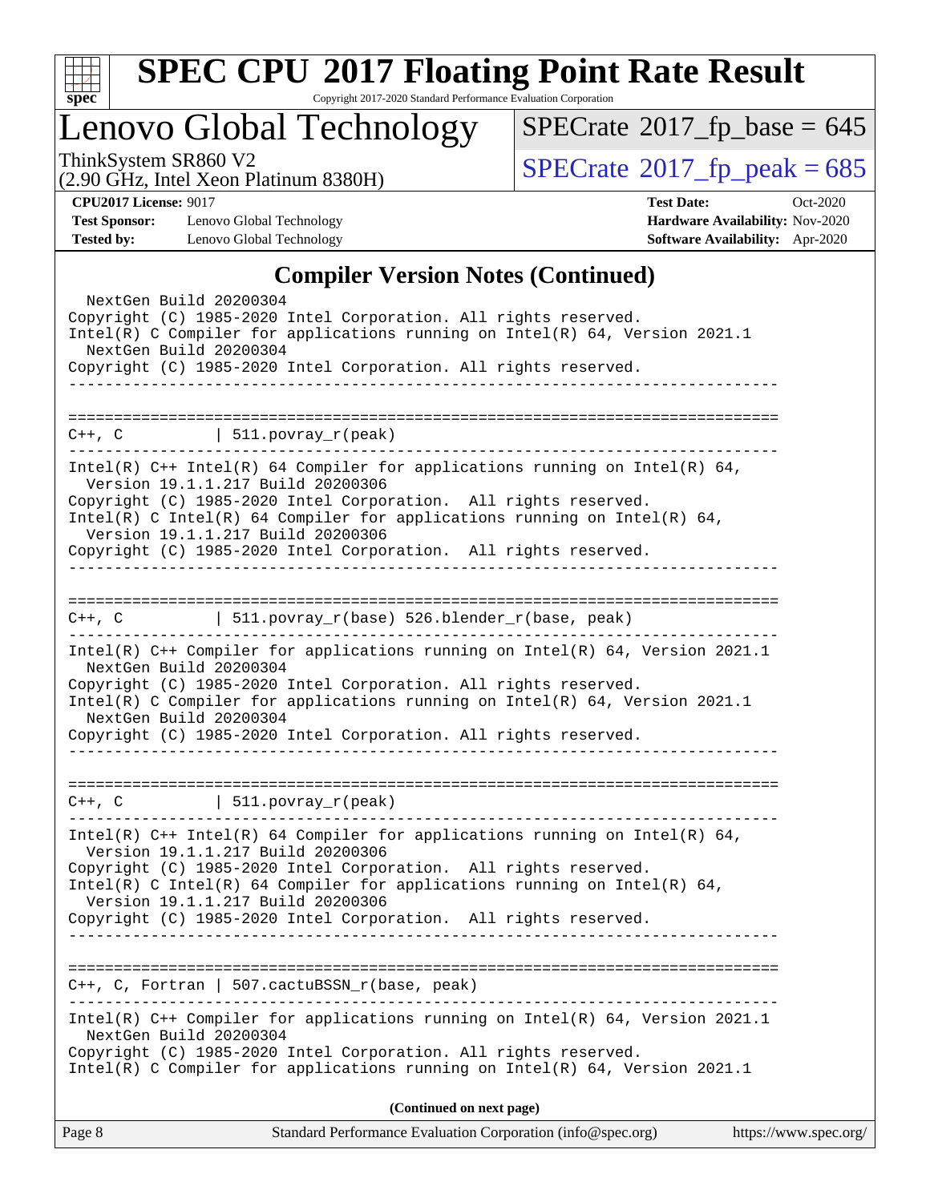## Compiler Version Notes (Continued)

```
  NextGen Build 20200304
Copyright (C) 1985-2020 Intel Corporation. All rights reserved.
Intel(R) C Compiler for applications running on Intel(R) 64, Version 2021.1
  NextGen Build 20200304
Copyright (C) 1985-2020 Intel Corporation. All rights reserved.
------------------------------------------------------------------------------

==============================================================================
C++, C          | 511.povray_r(peak)
------------------------------------------------------------------------------
Intel(R) C++ Intel(R) 64 Compiler for applications running on Intel(R) 64,
  Version 19.1.1.217 Build 20200306
Copyright (C) 1985-2020 Intel Corporation.  All rights reserved.
Intel(R) C Intel(R) 64 Compiler for applications running on Intel(R) 64,
  Version 19.1.1.217 Build 20200306
Copyright (C) 1985-2020 Intel Corporation.  All rights reserved.
------------------------------------------------------------------------------

==============================================================================
C++, C          | 511.povray_r(base) 526.blender_r(base, peak)
------------------------------------------------------------------------------
Intel(R) C++ Compiler for applications running on Intel(R) 64, Version 2021.1
  NextGen Build 20200304
Copyright (C) 1985-2020 Intel Corporation. All rights reserved.
Intel(R) C Compiler for applications running on Intel(R) 64, Version 2021.1
  NextGen Build 20200304
Copyright (C) 1985-2020 Intel Corporation. All rights reserved.
------------------------------------------------------------------------------

==============================================================================
C++, C          | 511.povray_r(peak)
------------------------------------------------------------------------------
Intel(R) C++ Intel(R) 64 Compiler for applications running on Intel(R) 64,
  Version 19.1.1.217 Build 20200306
Copyright (C) 1985-2020 Intel Corporation.  All rights reserved.
Intel(R) C Intel(R) 64 Compiler for applications running on Intel(R) 64,
  Version 19.1.1.217 Build 20200306
Copyright (C) 1985-2020 Intel Corporation.  All rights reserved.
------------------------------------------------------------------------------

==============================================================================
C++, C, Fortran | 507.cactuBSSN_r(base, peak)
------------------------------------------------------------------------------
Intel(R) C++ Compiler for applications running on Intel(R) 64, Version 2021.1
  NextGen Build 20200304
Copyright (C) 1985-2020 Intel Corporation. All rights reserved.
Intel(R) C Compiler for applications running on Intel(R) 64, Version 2021.1
```

(Continued on next page)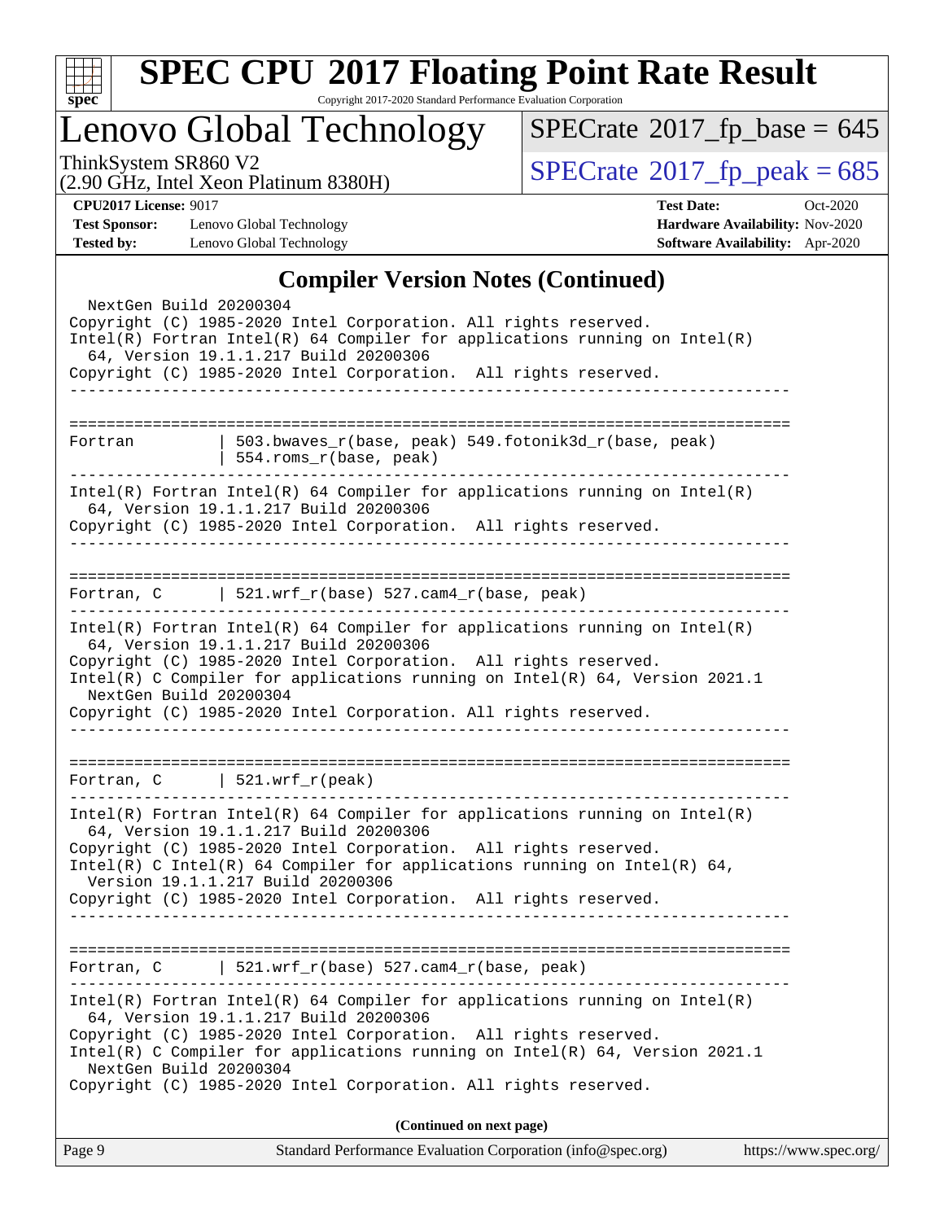# SPEC CPU 2017 Floating Point Rate Result

Copyright 2017-2020 Standard Performance Evaluation Corporation

## Lenovo Global Technology

ThinkSystem SR860 V2
(2.90 GHz, Intel Xeon Platinum 8380H)

SPECrate 2017_fp_base = 645
SPECrate 2017_fp_peak = 685

**CPU2017 License:** 9017
**Test Sponsor:** Lenovo Global Technology
**Tested by:** Lenovo Global Technology

**Test Date:** Oct-2020
**Hardware Availability:** Nov-2020
**Software Availability:** Apr-2020

### Compiler Version Notes (Continued)

```
  NextGen Build 20200304
Copyright (C) 1985-2020 Intel Corporation. All rights reserved.
Intel(R) Fortran Intel(R) 64 Compiler for applications running on Intel(R)
  64, Version 19.1.1.217 Build 20200306
Copyright (C) 1985-2020 Intel Corporation.  All rights reserved.
------------------------------------------------------------------------------

==============================================================================
Fortran         | 503.bwaves_r(base, peak) 549.fotonik3d_r(base, peak)
                | 554.roms_r(base, peak)
------------------------------------------------------------------------------
Intel(R) Fortran Intel(R) 64 Compiler for applications running on Intel(R)
  64, Version 19.1.1.217 Build 20200306
Copyright (C) 1985-2020 Intel Corporation.  All rights reserved.
------------------------------------------------------------------------------

==============================================================================
Fortran, C      | 521.wrf_r(base) 527.cam4_r(base, peak)
------------------------------------------------------------------------------
Intel(R) Fortran Intel(R) 64 Compiler for applications running on Intel(R)
  64, Version 19.1.1.217 Build 20200306
Copyright (C) 1985-2020 Intel Corporation.  All rights reserved.
Intel(R) C Compiler for applications running on Intel(R) 64, Version 2021.1
  NextGen Build 20200304
Copyright (C) 1985-2020 Intel Corporation. All rights reserved.
------------------------------------------------------------------------------

==============================================================================
Fortran, C      | 521.wrf_r(peak)
------------------------------------------------------------------------------
Intel(R) Fortran Intel(R) 64 Compiler for applications running on Intel(R)
  64, Version 19.1.1.217 Build 20200306
Copyright (C) 1985-2020 Intel Corporation.  All rights reserved.
Intel(R) C Intel(R) 64 Compiler for applications running on Intel(R) 64,
  Version 19.1.1.217 Build 20200306
Copyright (C) 1985-2020 Intel Corporation.  All rights reserved.
------------------------------------------------------------------------------

==============================================================================
Fortran, C      | 521.wrf_r(base) 527.cam4_r(base, peak)
------------------------------------------------------------------------------
Intel(R) Fortran Intel(R) 64 Compiler for applications running on Intel(R)
  64, Version 19.1.1.217 Build 20200306
Copyright (C) 1985-2020 Intel Corporation.  All rights reserved.
Intel(R) C Compiler for applications running on Intel(R) 64, Version 2021.1
  NextGen Build 20200304
Copyright (C) 1985-2020 Intel Corporation. All rights reserved.
```

**(Continued on next page)**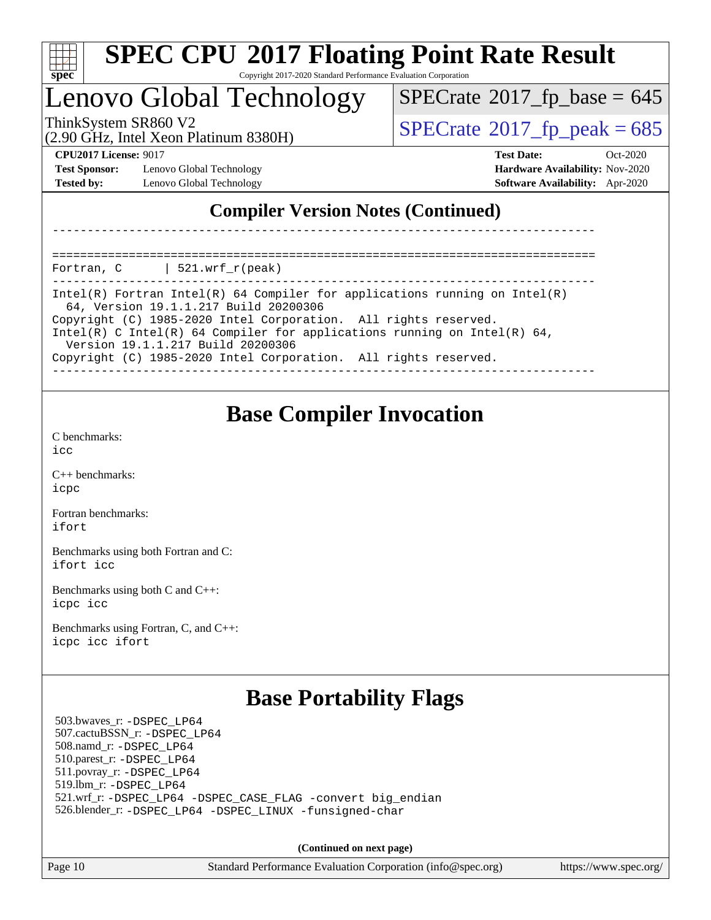## Compiler Version Notes (Continued)

```
------------------------------------------------------------------------------

==============================================================================
Fortran, C      | 521.wrf_r(peak)
------------------------------------------------------------------------------
Intel(R) Fortran Intel(R) 64 Compiler for applications running on Intel(R)
  64, Version 19.1.1.217 Build 20200306
Copyright (C) 1985-2020 Intel Corporation.  All rights reserved.
Intel(R) C Intel(R) 64 Compiler for applications running on Intel(R) 64,
  Version 19.1.1.217 Build 20200306
Copyright (C) 1985-2020 Intel Corporation.  All rights reserved.
------------------------------------------------------------------------------
```

## Base Compiler Invocation

C benchmarks:
icc

C++ benchmarks:
icpc

Fortran benchmarks:
ifort

Benchmarks using both Fortran and C:
ifort icc

Benchmarks using both C and C++:
icpc icc

Benchmarks using Fortran, C, and C++:
icpc icc ifort

## Base Portability Flags

503.bwaves_r: -DSPEC_LP64
507.cactuBSSN_r: -DSPEC_LP64
508.namd_r: -DSPEC_LP64
510.parest_r: -DSPEC_LP64
511.povray_r: -DSPEC_LP64
519.lbm_r: -DSPEC_LP64
521.wrf_r: -DSPEC_LP64 -DSPEC_CASE_FLAG -convert big_endian
526.blender_r: -DSPEC_LP64 -DSPEC_LINUX -funsigned-char

(Continued on next page)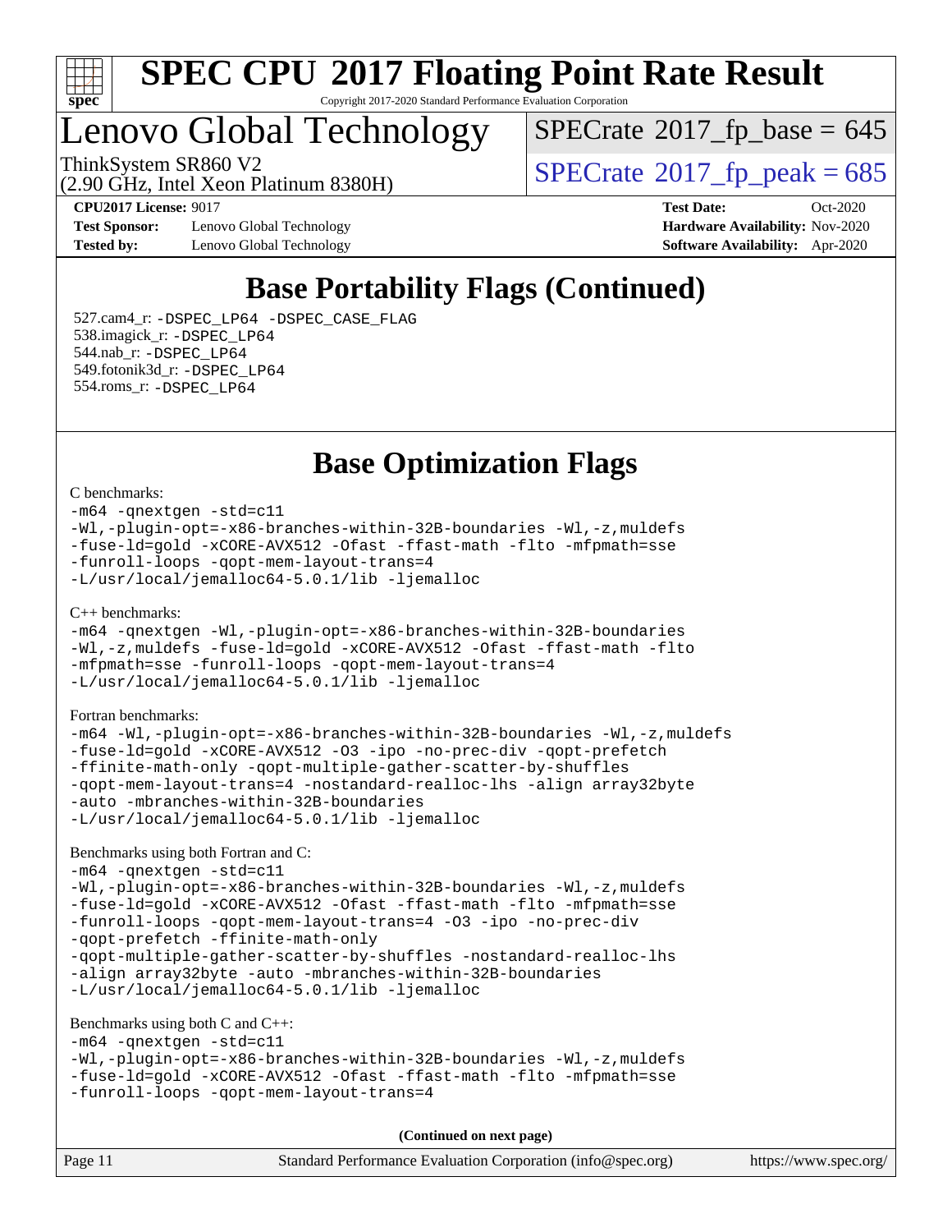# SPEC CPU 2017 Floating Point Rate Result

Copyright 2017-2020 Standard Performance Evaluation Corporation

## Lenovo Global Technology

ThinkSystem SR860 V2
(2.90 GHz, Intel Xeon Platinum 8380H)

SPECrate 2017_fp_base = 645

SPECrate 2017_fp_peak = 685

**CPU2017 License:** 9017
**Test Sponsor:** Lenovo Global Technology
**Tested by:** Lenovo Global Technology
**Test Date:** Oct-2020
**Hardware Availability:** Nov-2020
**Software Availability:** Apr-2020

## Base Portability Flags (Continued)

527.cam4_r: -DSPEC_LP64 -DSPEC_CASE_FLAG
538.imagick_r: -DSPEC_LP64
544.nab_r: -DSPEC_LP64
549.fotonik3d_r: -DSPEC_LP64
554.roms_r: -DSPEC_LP64

## Base Optimization Flags

C benchmarks:

```
-m64 -qnextgen -std=c11
-Wl,-plugin-opt=-x86-branches-within-32B-boundaries -Wl,-z,muldefs
-fuse-ld=gold -xCORE-AVX512 -Ofast -ffast-math -flto -mfpmath=sse
-funroll-loops -qopt-mem-layout-trans=4
-L/usr/local/jemalloc64-5.0.1/lib -ljemalloc
```

C++ benchmarks:

```
-m64 -qnextgen -Wl,-plugin-opt=-x86-branches-within-32B-boundaries
-Wl,-z,muldefs -fuse-ld=gold -xCORE-AVX512 -Ofast -ffast-math -flto
-mfpmath=sse -funroll-loops -qopt-mem-layout-trans=4
-L/usr/local/jemalloc64-5.0.1/lib -ljemalloc
```

Fortran benchmarks:

```
-m64 -Wl,-plugin-opt=-x86-branches-within-32B-boundaries -Wl,-z,muldefs
-fuse-ld=gold -xCORE-AVX512 -O3 -ipo -no-prec-div -qopt-prefetch
-ffinite-math-only -qopt-multiple-gather-scatter-by-shuffles
-qopt-mem-layout-trans=4 -nostandard-realloc-lhs -align array32byte
-auto -mbranches-within-32B-boundaries
-L/usr/local/jemalloc64-5.0.1/lib -ljemalloc
```

Benchmarks using both Fortran and C:

```
-m64 -qnextgen -std=c11
-Wl,-plugin-opt=-x86-branches-within-32B-boundaries -Wl,-z,muldefs
-fuse-ld=gold -xCORE-AVX512 -Ofast -ffast-math -flto -mfpmath=sse
-funroll-loops -qopt-mem-layout-trans=4 -O3 -ipo -no-prec-div
-qopt-prefetch -ffinite-math-only
-qopt-multiple-gather-scatter-by-shuffles -nostandard-realloc-lhs
-align array32byte -auto -mbranches-within-32B-boundaries
-L/usr/local/jemalloc64-5.0.1/lib -ljemalloc
```

Benchmarks using both C and C++:

```
-m64 -qnextgen -std=c11
-Wl,-plugin-opt=-x86-branches-within-32B-boundaries -Wl,-z,muldefs
-fuse-ld=gold -xCORE-AVX512 -Ofast -ffast-math -flto -mfpmath=sse
-funroll-loops -qopt-mem-layout-trans=4
```

**(Continued on next page)**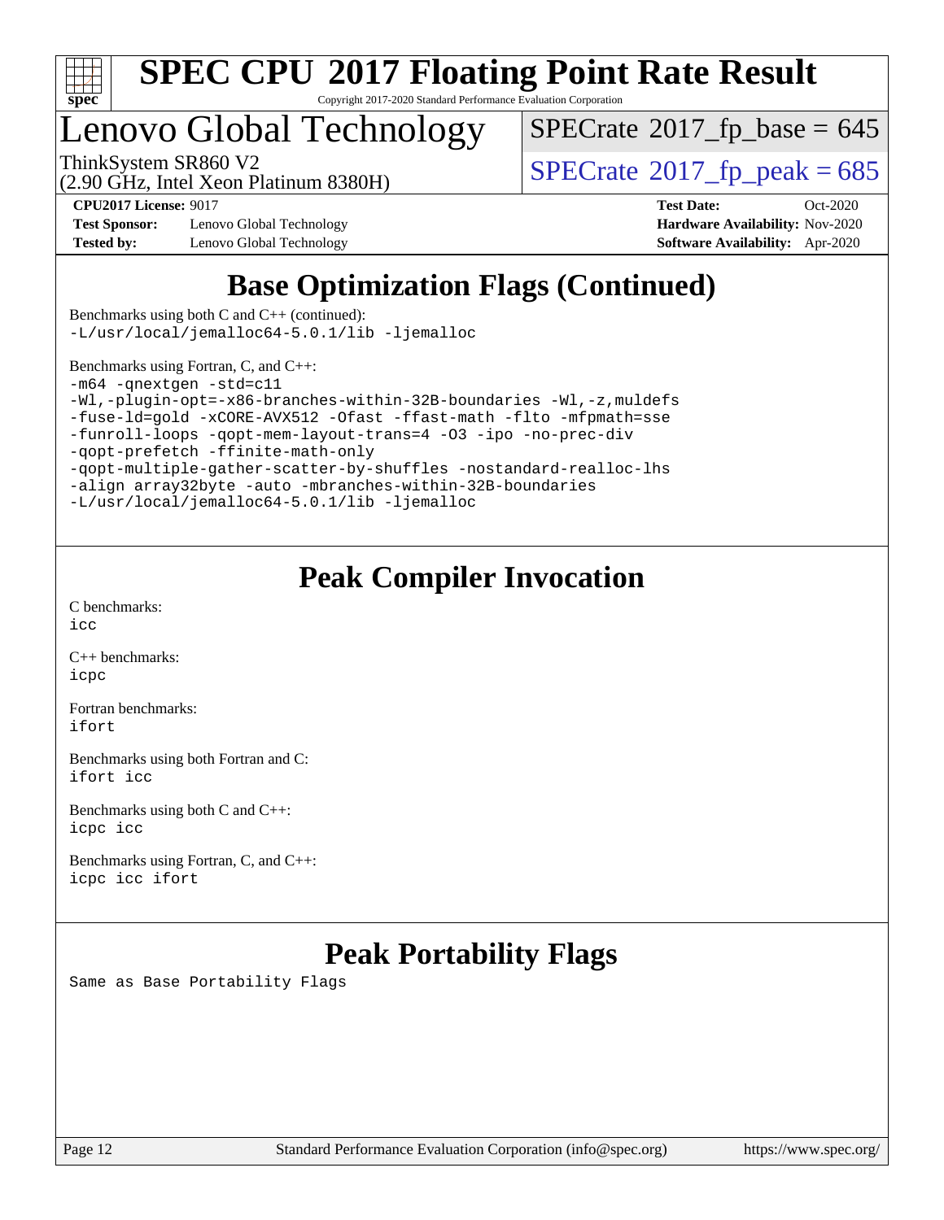# SPEC CPU 2017 Floating Point Rate Result

Copyright 2017-2020 Standard Performance Evaluation Corporation

## Lenovo Global Technology

ThinkSystem SR860 V2
(2.90 GHz, Intel Xeon Platinum 8380H)

SPECrate 2017_fp_base = 645

SPECrate 2017_fp_peak = 685

| | | | |
|---|---|---|---|
| **CPU2017 License:** | 9017 | **Test Date:** | Oct-2020 |
| **Test Sponsor:** | Lenovo Global Technology | **Hardware Availability:** | Nov-2020 |
| **Tested by:** | Lenovo Global Technology | **Software Availability:** | Apr-2020 |

## Base Optimization Flags (Continued)

Benchmarks using both C and C++ (continued):

```
-L/usr/local/jemalloc64-5.0.1/lib -ljemalloc
```

Benchmarks using Fortran, C, and C++:

```
-m64 -qnextgen -std=c11
-Wl,-plugin-opt=-x86-branches-within-32B-boundaries -Wl,-z,muldefs
-fuse-ld=gold -xCORE-AVX512 -Ofast -ffast-math -flto -mfpmath=sse
-funroll-loops -qopt-mem-layout-trans=4 -O3 -ipo -no-prec-div
-qopt-prefetch -ffinite-math-only
-qopt-multiple-gather-scatter-by-shuffles -nostandard-realloc-lhs
-align array32byte -auto -mbranches-within-32B-boundaries
-L/usr/local/jemalloc64-5.0.1/lib -ljemalloc
```

## Peak Compiler Invocation

C benchmarks:
```
icc
```

C++ benchmarks:
```
icpc
```

Fortran benchmarks:
```
ifort
```

Benchmarks using both Fortran and C:
```
ifort icc
```

Benchmarks using both C and C++:
```
icpc icc
```

Benchmarks using Fortran, C, and C++:
```
icpc icc ifort
```

## Peak Portability Flags

Same as Base Portability Flags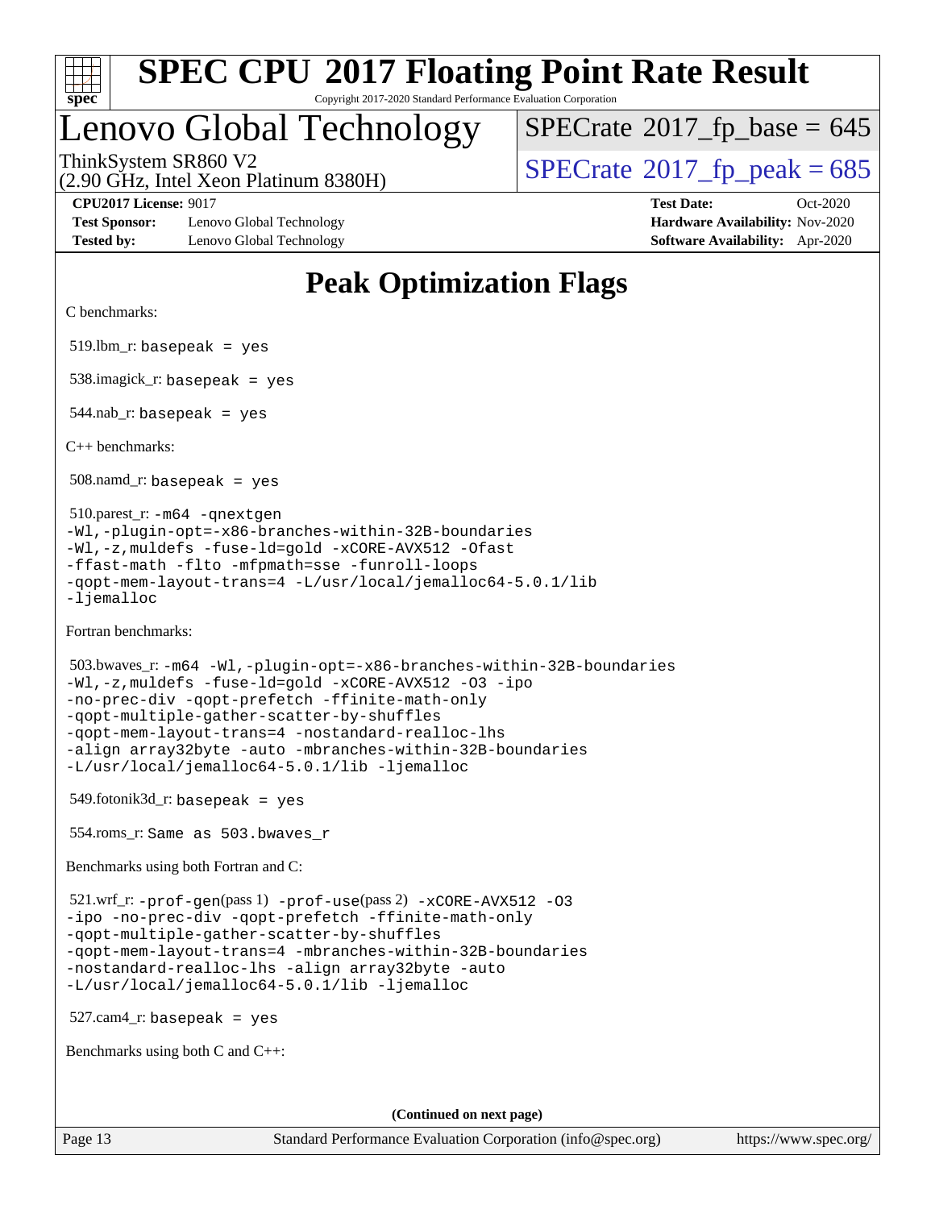# Peak Optimization Flags

C benchmarks:

519.lbm_r: `basepeak = yes`

538.imagick_r: `basepeak = yes`

544.nab_r: `basepeak = yes`

C++ benchmarks:

508.namd_r: `basepeak = yes`

510.parest_r:
```
-m64 -qnextgen
-Wl,-plugin-opt=-x86-branches-within-32B-boundaries
-Wl,-z,muldefs -fuse-ld=gold -xCORE-AVX512 -Ofast
-ffast-math -flto -mfpmath=sse -funroll-loops
-qopt-mem-layout-trans=4 -L/usr/local/jemalloc64-5.0.1/lib
-ljemalloc
```

Fortran benchmarks:

503.bwaves_r:
```
-m64 -Wl,-plugin-opt=-x86-branches-within-32B-boundaries
-Wl,-z,muldefs -fuse-ld=gold -xCORE-AVX512 -O3 -ipo
-no-prec-div -qopt-prefetch -ffinite-math-only
-qopt-multiple-gather-scatter-by-shuffles
-qopt-mem-layout-trans=4 -nostandard-realloc-lhs
-align array32byte -auto -mbranches-within-32B-boundaries
-L/usr/local/jemalloc64-5.0.1/lib -ljemalloc
```

549.fotonik3d_r: `basepeak = yes`

554.roms_r: `Same as 503.bwaves_r`

Benchmarks using both Fortran and C:

521.wrf_r:
```
-prof-gen(pass 1) -prof-use(pass 2) -xCORE-AVX512 -O3
-ipo -no-prec-div -qopt-prefetch -ffinite-math-only
-qopt-multiple-gather-scatter-by-shuffles
-qopt-mem-layout-trans=4 -mbranches-within-32B-boundaries
-nostandard-realloc-lhs -align array32byte -auto
-L/usr/local/jemalloc64-5.0.1/lib -ljemalloc
```

527.cam4_r: `basepeak = yes`

Benchmarks using both C and C++:

(Continued on next page)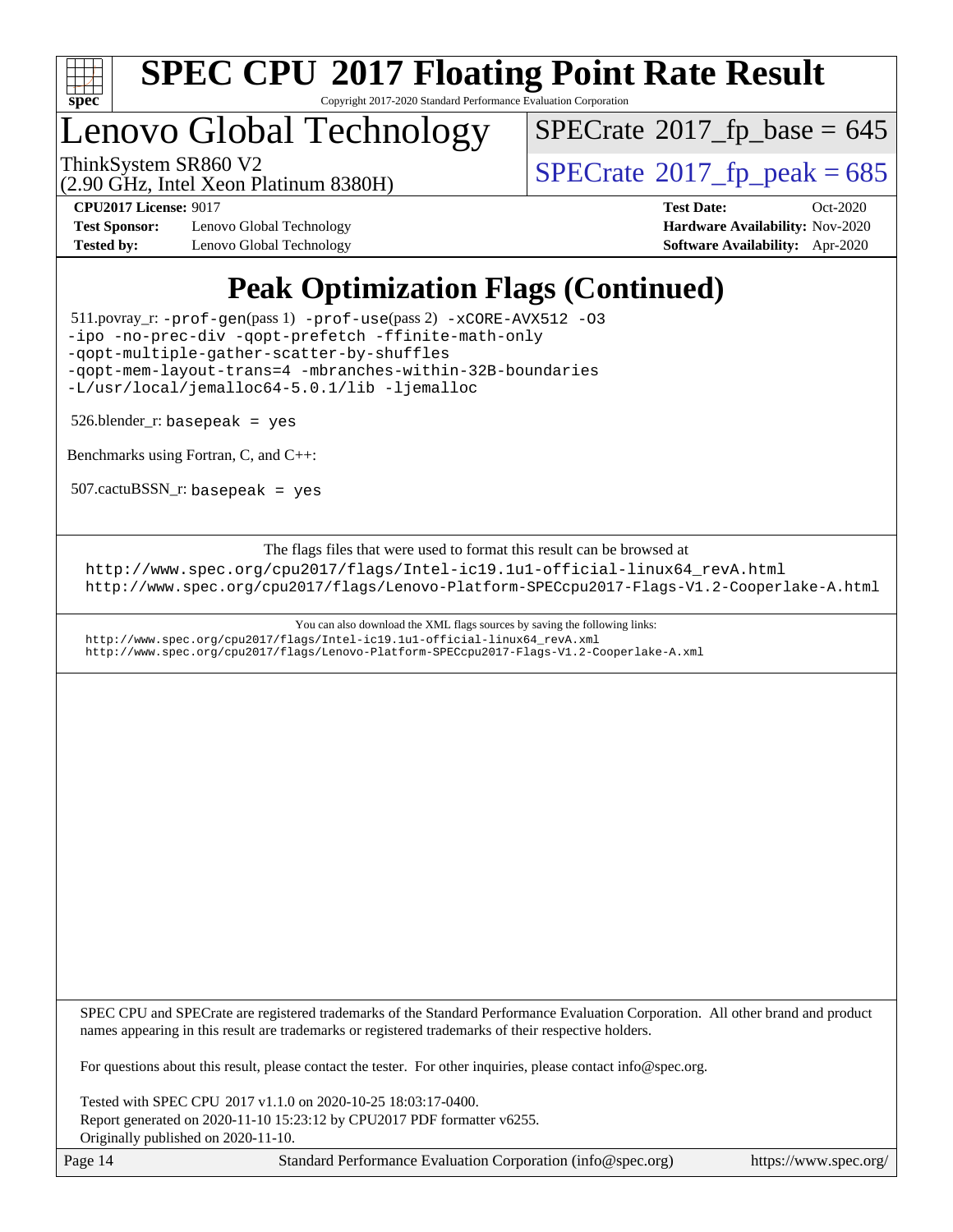# Peak Optimization Flags (Continued)

511.povray_r: -prof-gen(pass 1) -prof-use(pass 2) -xCORE-AVX512 -O3 -ipo -no-prec-div -qopt-prefetch -ffinite-math-only -qopt-multiple-gather-scatter-by-shuffles -qopt-mem-layout-trans=4 -mbranches-within-32B-boundaries -L/usr/local/jemalloc64-5.0.1/lib -ljemalloc

526.blender_r: basepeak = yes

Benchmarks using Fortran, C, and C++:

507.cactuBSSN_r: basepeak = yes

The flags files that were used to format this result can be browsed at
http://www.spec.org/cpu2017/flags/Intel-ic19.1u1-official-linux64_revA.html
http://www.spec.org/cpu2017/flags/Lenovo-Platform-SPECcpu2017-Flags-V1.2-Cooperlake-A.html

You can also download the XML flags sources by saving the following links:
http://www.spec.org/cpu2017/flags/Intel-ic19.1u1-official-linux64_revA.xml
http://www.spec.org/cpu2017/flags/Lenovo-Platform-SPECcpu2017-Flags-V1.2-Cooperlake-A.xml

SPEC CPU and SPECrate are registered trademarks of the Standard Performance Evaluation Corporation. All other brand and product names appearing in this result are trademarks or registered trademarks of their respective holders.

For questions about this result, please contact the tester. For other inquiries, please contact info@spec.org.

Tested with SPEC CPU 2017 v1.1.0 on 2020-10-25 18:03:17-0400.
Report generated on 2020-11-10 15:23:12 by CPU2017 PDF formatter v6255.
Originally published on 2020-11-10.